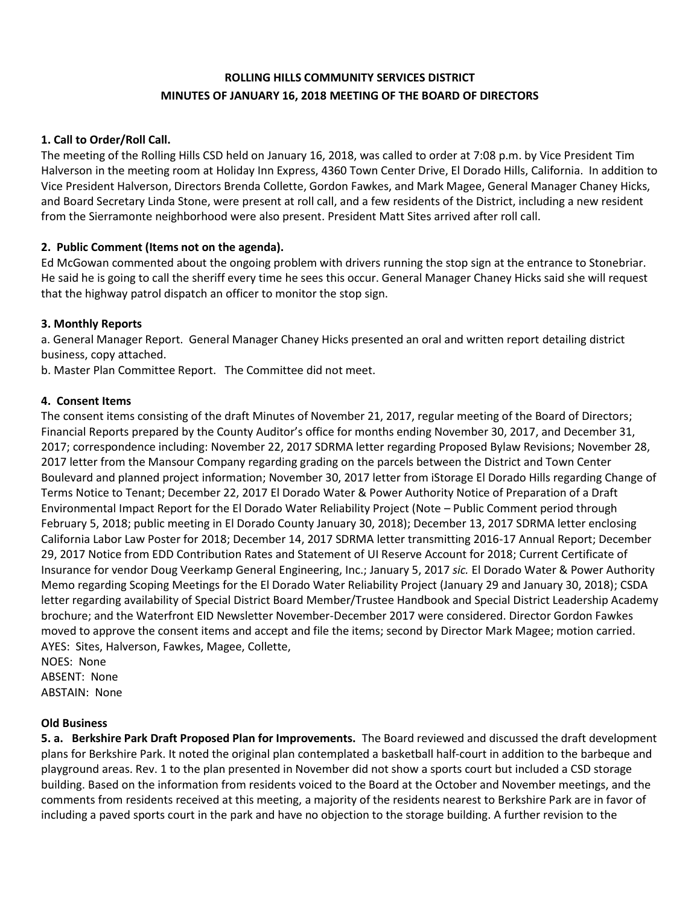# ROLLING HILLS COMMUNITY SERVICES DISTRICT
## MINUTES OF JANUARY 16, 2018 MEETING OF THE BOARD OF DIRECTORS

**1. Call to Order/Roll Call.**

The meeting of the Rolling Hills CSD held on January 16, 2018, was called to order at 7:08 p.m. by Vice President Tim Halverson in the meeting room at Holiday Inn Express, 4360 Town Center Drive, El Dorado Hills, California. In addition to Vice President Halverson, Directors Brenda Collette, Gordon Fawkes, and Mark Magee, General Manager Chaney Hicks, and Board Secretary Linda Stone, were present at roll call, and a few residents of the District, including a new resident from the Sierramonte neighborhood were also present. President Matt Sites arrived after roll call.

**2. Public Comment (Items not on the agenda).**

Ed McGowan commented about the ongoing problem with drivers running the stop sign at the entrance to Stonebriar. He said he is going to call the sheriff every time he sees this occur. General Manager Chaney Hicks said she will request that the highway patrol dispatch an officer to monitor the stop sign.

**3. Monthly Reports**

a. General Manager Report. General Manager Chaney Hicks presented an oral and written report detailing district business, copy attached.

b. Master Plan Committee Report. The Committee did not meet.

**4. Consent Items**

The consent items consisting of the draft Minutes of November 21, 2017, regular meeting of the Board of Directors; Financial Reports prepared by the County Auditor's office for months ending November 30, 2017, and December 31, 2017; correspondence including: November 22, 2017 SDRMA letter regarding Proposed Bylaw Revisions; November 28, 2017 letter from the Mansour Company regarding grading on the parcels between the District and Town Center Boulevard and planned project information; November 30, 2017 letter from iStorage El Dorado Hills regarding Change of Terms Notice to Tenant; December 22, 2017 El Dorado Water & Power Authority Notice of Preparation of a Draft Environmental Impact Report for the El Dorado Water Reliability Project (Note – Public Comment period through February 5, 2018; public meeting in El Dorado County January 30, 2018); December 13, 2017 SDRMA letter enclosing California Labor Law Poster for 2018; December 14, 2017 SDRMA letter transmitting 2016-17 Annual Report; December 29, 2017 Notice from EDD Contribution Rates and Statement of UI Reserve Account for 2018; Current Certificate of Insurance for vendor Doug Veerkamp General Engineering, Inc.; January 5, 2017 *sic.* El Dorado Water & Power Authority Memo regarding Scoping Meetings for the El Dorado Water Reliability Project (January 29 and January 30, 2018); CSDA letter regarding availability of Special District Board Member/Trustee Handbook and Special District Leadership Academy brochure; and the Waterfront EID Newsletter November-December 2017 were considered. Director Gordon Fawkes moved to approve the consent items and accept and file the items; second by Director Mark Magee; motion carried.

AYES: Sites, Halverson, Fawkes, Magee, Collette,
NOES: None
ABSENT: None
ABSTAIN: None

**Old Business**

**5. a. Berkshire Park Draft Proposed Plan for Improvements.** The Board reviewed and discussed the draft development plans for Berkshire Park. It noted the original plan contemplated a basketball half-court in addition to the barbeque and playground areas. Rev. 1 to the plan presented in November did not show a sports court but included a CSD storage building. Based on the information from residents voiced to the Board at the October and November meetings, and the comments from residents received at this meeting, a majority of the residents nearest to Berkshire Park are in favor of including a paved sports court in the park and have no objection to the storage building. A further revision to the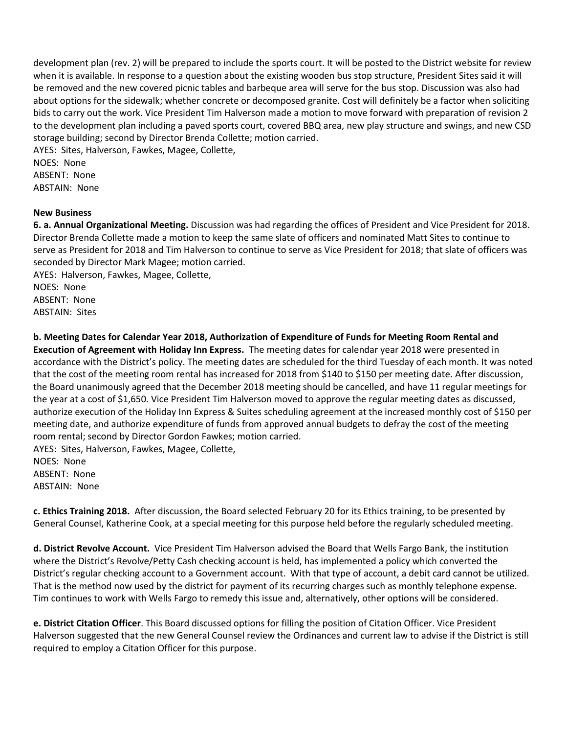development plan (rev. 2) will be prepared to include the sports court. It will be posted to the District website for review when it is available. In response to a question about the existing wooden bus stop structure, President Sites said it will be removed and the new covered picnic tables and barbeque area will serve for the bus stop. Discussion was also had about options for the sidewalk; whether concrete or decomposed granite. Cost will definitely be a factor when soliciting bids to carry out the work. Vice President Tim Halverson made a motion to move forward with preparation of revision 2 to the development plan including a paved sports court, covered BBQ area, new play structure and swings, and new CSD storage building; second by Director Brenda Collette; motion carried.
AYES: Sites, Halverson, Fawkes, Magee, Collette,
NOES: None
ABSENT: None
ABSTAIN: None

**New Business**

**6. a. Annual Organizational Meeting.** Discussion was had regarding the offices of President and Vice President for 2018. Director Brenda Collette made a motion to keep the same slate of officers and nominated Matt Sites to continue to serve as President for 2018 and Tim Halverson to continue to serve as Vice President for 2018; that slate of officers was seconded by Director Mark Magee; motion carried.
AYES: Halverson, Fawkes, Magee, Collette,
NOES: None
ABSENT: None
ABSTAIN: Sites

**b. Meeting Dates for Calendar Year 2018, Authorization of Expenditure of Funds for Meeting Room Rental and Execution of Agreement with Holiday Inn Express.** The meeting dates for calendar year 2018 were presented in accordance with the District's policy. The meeting dates are scheduled for the third Tuesday of each month. It was noted that the cost of the meeting room rental has increased for 2018 from $140 to $150 per meeting date. After discussion, the Board unanimously agreed that the December 2018 meeting should be cancelled, and have 11 regular meetings for the year at a cost of $1,650. Vice President Tim Halverson moved to approve the regular meeting dates as discussed, authorize execution of the Holiday Inn Express & Suites scheduling agreement at the increased monthly cost of $150 per meeting date, and authorize expenditure of funds from approved annual budgets to defray the cost of the meeting room rental; second by Director Gordon Fawkes; motion carried.
AYES: Sites, Halverson, Fawkes, Magee, Collette,
NOES: None
ABSENT: None
ABSTAIN: None

**c. Ethics Training 2018.** After discussion, the Board selected February 20 for its Ethics training, to be presented by General Counsel, Katherine Cook, at a special meeting for this purpose held before the regularly scheduled meeting.

**d. District Revolve Account.** Vice President Tim Halverson advised the Board that Wells Fargo Bank, the institution where the District's Revolve/Petty Cash checking account is held, has implemented a policy which converted the District's regular checking account to a Government account. With that type of account, a debit card cannot be utilized. That is the method now used by the district for payment of its recurring charges such as monthly telephone expense. Tim continues to work with Wells Fargo to remedy this issue and, alternatively, other options will be considered.

**e. District Citation Officer**. This Board discussed options for filling the position of Citation Officer. Vice President Halverson suggested that the new General Counsel review the Ordinances and current law to advise if the District is still required to employ a Citation Officer for this purpose.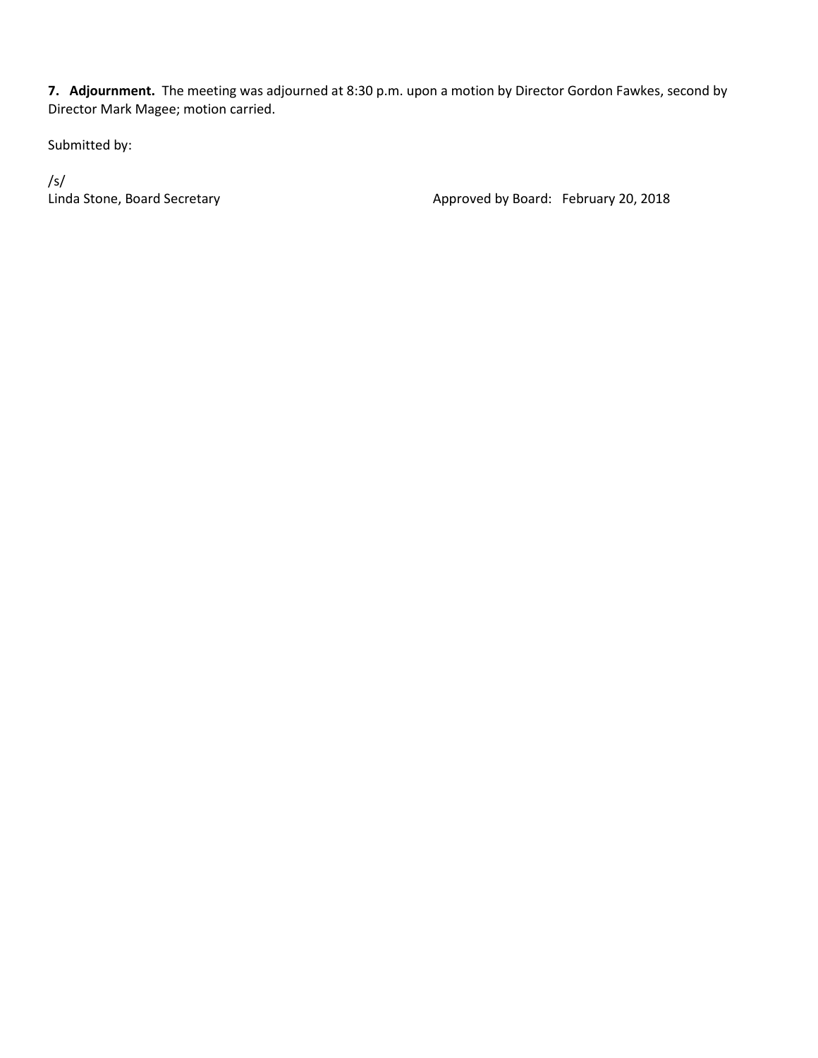**7. Adjournment.** The meeting was adjourned at 8:30 p.m. upon a motion by Director Gordon Fawkes, second by Director Mark Magee; motion carried.

Submitted by:

/s/
Linda Stone, Board Secretary

Approved by Board: February 20, 2018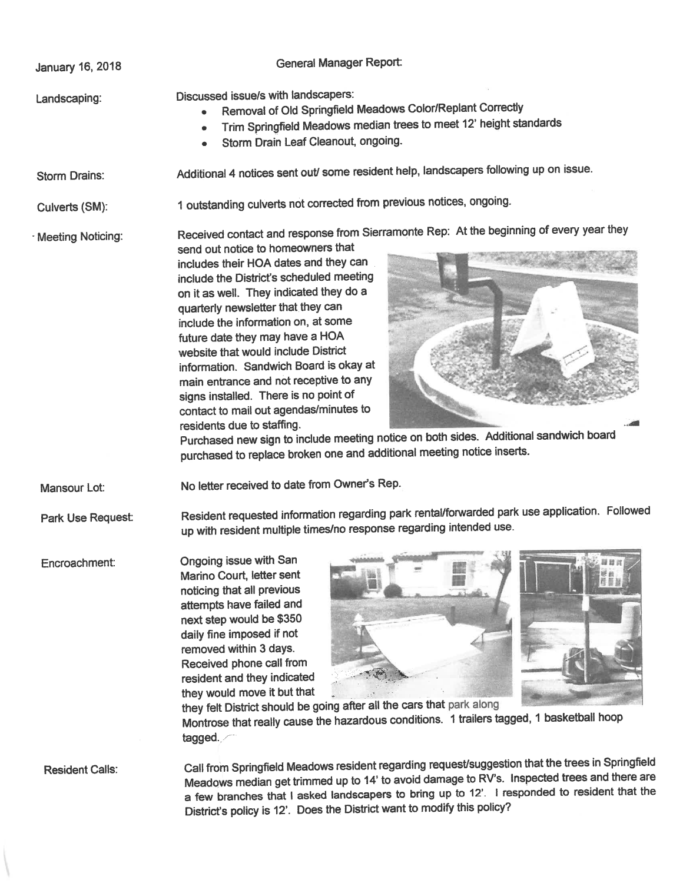January 16, 2018

## General Manager Report:

**Landscaping:**

Discussed issue/s with landscapers:

- Removal of Old Springfield Meadows Color/Replant Correctly
- Trim Springfield Meadows median trees to meet 12' height standards
- Storm Drain Leaf Cleanout, ongoing.

**Storm Drains:**

Additional 4 notices sent out/ some resident help, landscapers following up on issue.

**Culverts (SM):**

1 outstanding culverts not corrected from previous notices, ongoing.

**Meeting Noticing:**

Received contact and response from Sierramonte Rep: At the beginning of every year they send out notice to homeowners that includes their HOA dates and they can include the District's scheduled meeting on it as well. They indicated they do a quarterly newsletter that they can include the information on, at some future date they may have a HOA website that would include District information. Sandwich Board is okay at main entrance and not receptive to any signs installed. There is no point of contact to mail out agendas/minutes to residents due to staffing.

Purchased new sign to include meeting notice on both sides. Additional sandwich board purchased to replace broken one and additional meeting notice inserts.

**Mansour Lot:**

No letter received to date from Owner's Rep.

**Park Use Request:**

Resident requested information regarding park rental/forwarded park use application. Followed up with resident multiple times/no response regarding intended use.

**Encroachment:**

Ongoing issue with San Marino Court, letter sent noticing that all previous attempts have failed and next step would be $350 daily fine imposed if not removed within 3 days. Received phone call from resident and they indicated they would move it but that they felt District should be going after all the cars that park along Montrose that really cause the hazardous conditions. 1 trailers tagged, 1 basketball hoop tagged.

**Resident Calls:**

Call from Springfield Meadows resident regarding request/suggestion that the trees in Springfield Meadows median get trimmed up to 14' to avoid damage to RV's. Inspected trees and there are a few branches that I asked landscapers to bring up to 12'. I responded to resident that the District's policy is 12'. Does the District want to modify this policy?